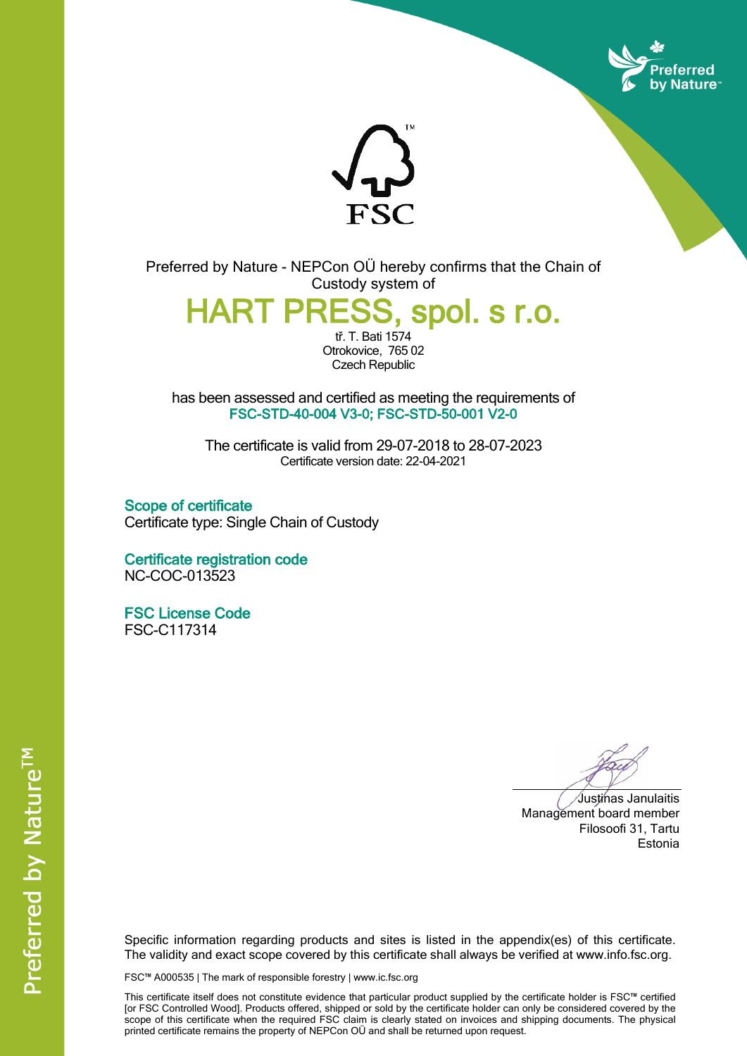Preferred by Nature - NEPCon OÜ hereby confirms that the Chain of Custody system of

# HART PRESS, spol. s r.o.

tř. T. Bati 1574
Otrokovice, 765 02
Czech Republic

has been assessed and certified as meeting the requirements of
**FSC-STD-40-004 V3-0; FSC-STD-50-001 V2-0**

The certificate is valid from 29-07-2018 to 28-07-2023
Certificate version date: 22-04-2021

### Scope of certificate

Certificate type: Single Chain of Custody

### Certificate registration code

NC-COC-013523

### FSC License Code

FSC-C117314

Justinas Janulaitis
Management board member
Filosoofi 31, Tartu
Estonia

Specific information regarding products and sites is listed in the appendix(es) of this certificate. The validity and exact scope covered by this certificate shall always be verified at www.info.fsc.org.

FSC™ A000535 | The mark of responsible forestry | www.ic.fsc.org

This certificate itself does not constitute evidence that particular product supplied by the certificate holder is FSC™ certified [or FSC Controlled Wood]. Products offered, shipped or sold by the certificate holder can only be considered covered by the scope of this certificate when the required FSC claim is clearly stated on invoices and shipping documents. The physical printed certificate remains the property of NEPCon OÜ and shall be returned upon request.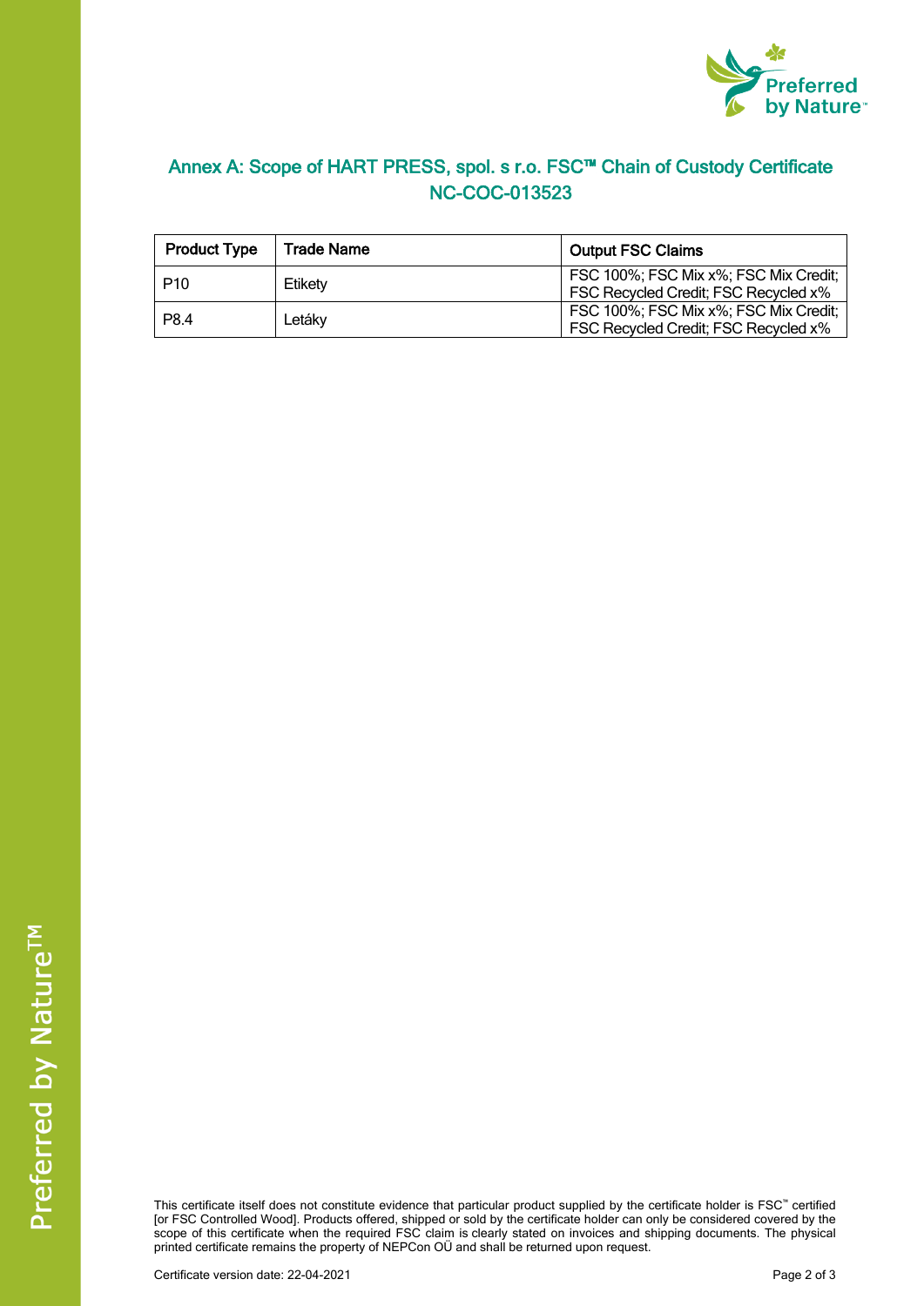## Annex A: Scope of HART PRESS, spol. s r.o. FSC™ Chain of Custody Certificate NC-COC-013523

| Product Type | Trade Name | Output FSC Claims |
| --- | --- | --- |
| P10 | Etikety | FSC 100%; FSC Mix x%; FSC Mix Credit; FSC Recycled Credit; FSC Recycled x% |
| P8.4 | Letáky | FSC 100%; FSC Mix x%; FSC Mix Credit; FSC Recycled Credit; FSC Recycled x% |

This certificate itself does not constitute evidence that particular product supplied by the certificate holder is FSC™ certified [or FSC Controlled Wood]. Products offered, shipped or sold by the certificate holder can only be considered covered by the scope of this certificate when the required FSC claim is clearly stated on invoices and shipping documents. The physical printed certificate remains the property of NEPCon OÜ and shall be returned upon request.

Certificate version date: 22-04-2021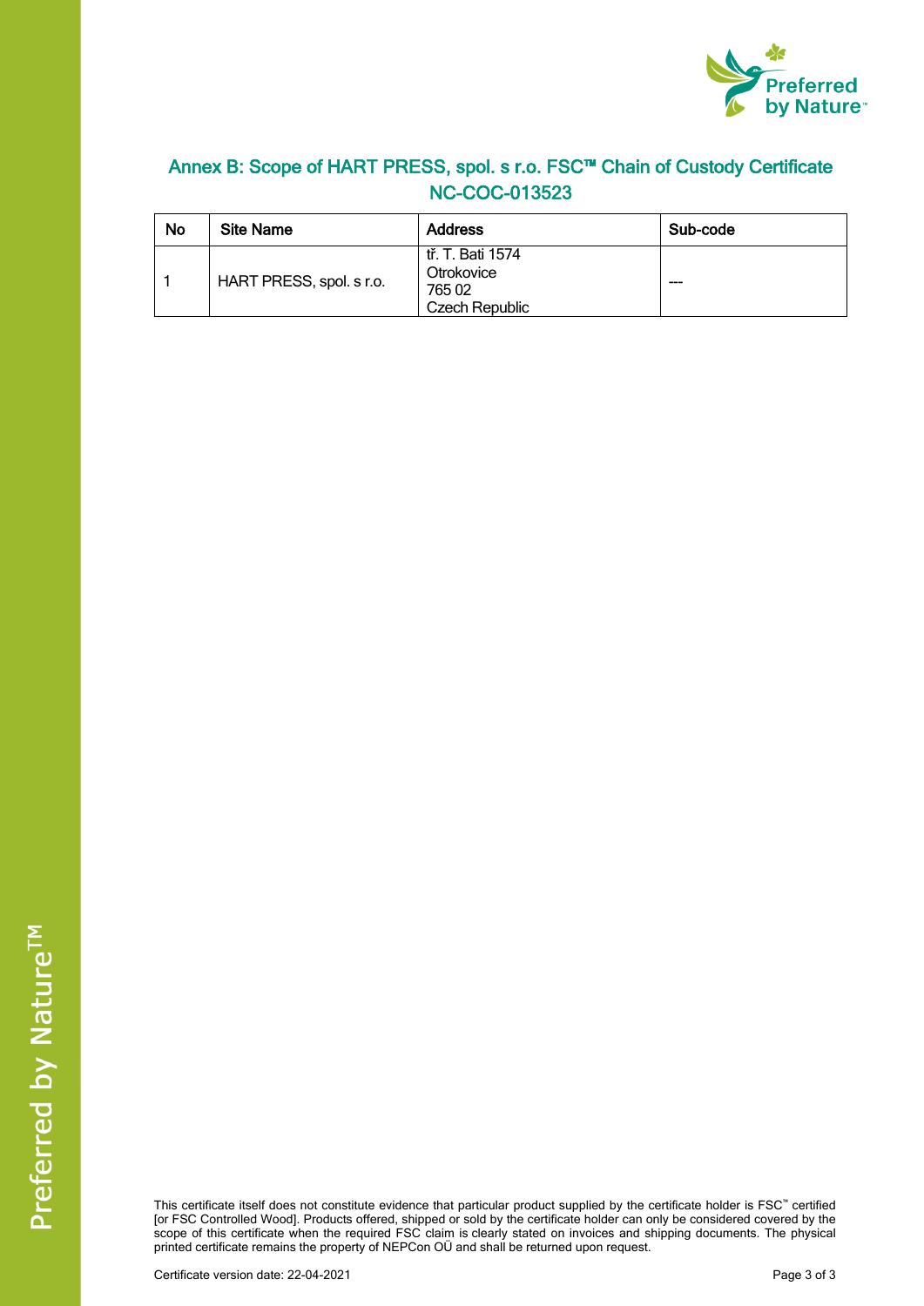## Annex B: Scope of HART PRESS, spol. s r.o. FSC™ Chain of Custody Certificate NC-COC-013523

| No | Site Name | Address | Sub-code |
|---|---|---|---|
| 1 | HART PRESS, spol. s r.o. | tř. T. Bati 1574<br>Otrokovice<br>765 02<br>Czech Republic | --- |

This certificate itself does not constitute evidence that particular product supplied by the certificate holder is FSC™ certified [or FSC Controlled Wood]. Products offered, shipped or sold by the certificate holder can only be considered covered by the scope of this certificate when the required FSC claim is clearly stated on invoices and shipping documents. The physical printed certificate remains the property of NEPCon OÜ and shall be returned upon request.

Certificate version date: 22-04-2021